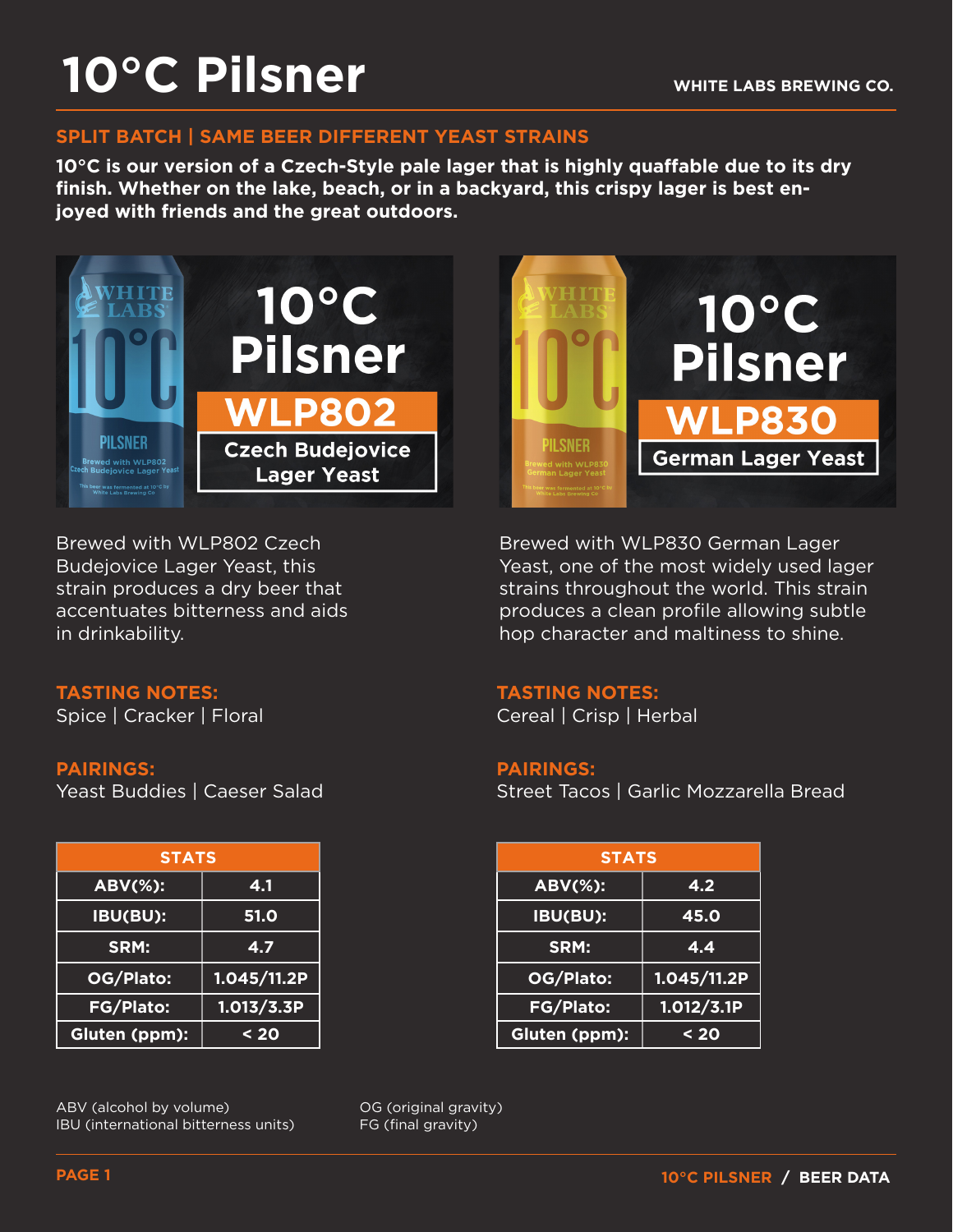# 10°C Pilsner

WHITE LABS BREWING CO.

## SPLIT BATCH | SAME BEER DIFFERENT YEAST STRAINS

**10°C is our version of a Czech-Style pale lager that is highly quaffable due to its dry finish. Whether on the lake, beach, or in a backyard, this crispy lager is best enjoyed with friends and the great outdoors.**

### 10°C Pilsner WLP802 Czech Budejovice Lager Yeast

Brewed with WLP802 Czech Budejovice Lager Yeast, this strain produces a dry beer that accentuates bitterness and aids in drinkability.

**TASTING NOTES:**
Spice | Cracker | Floral

**PAIRINGS:**
Yeast Buddies | Caeser Salad

| STATS | |
|---|---|
| ABV(%): | 4.1 |
| IBU(BU): | 51.0 |
| SRM: | 4.7 |
| OG/Plato: | 1.045/11.2P |
| FG/Plato: | 1.013/3.3P |
| Gluten (ppm): | < 20 |

### 10°C Pilsner WLP830 German Lager Yeast

Brewed with WLP830 German Lager Yeast, one of the most widely used lager strains throughout the world. This strain produces a clean profile allowing subtle hop character and maltiness to shine.

**TASTING NOTES:**
Cereal | Crisp | Herbal

**PAIRINGS:**
Street Tacos | Garlic Mozzarella Bread

| STATS | |
|---|---|
| ABV(%): | 4.2 |
| IBU(BU): | 45.0 |
| SRM: | 4.4 |
| OG/Plato: | 1.045/11.2P |
| FG/Plato: | 1.012/3.1P |
| Gluten (ppm): | < 20 |

ABV (alcohol by volume)
IBU (international bitterness units)
OG (original gravity)
FG (final gravity)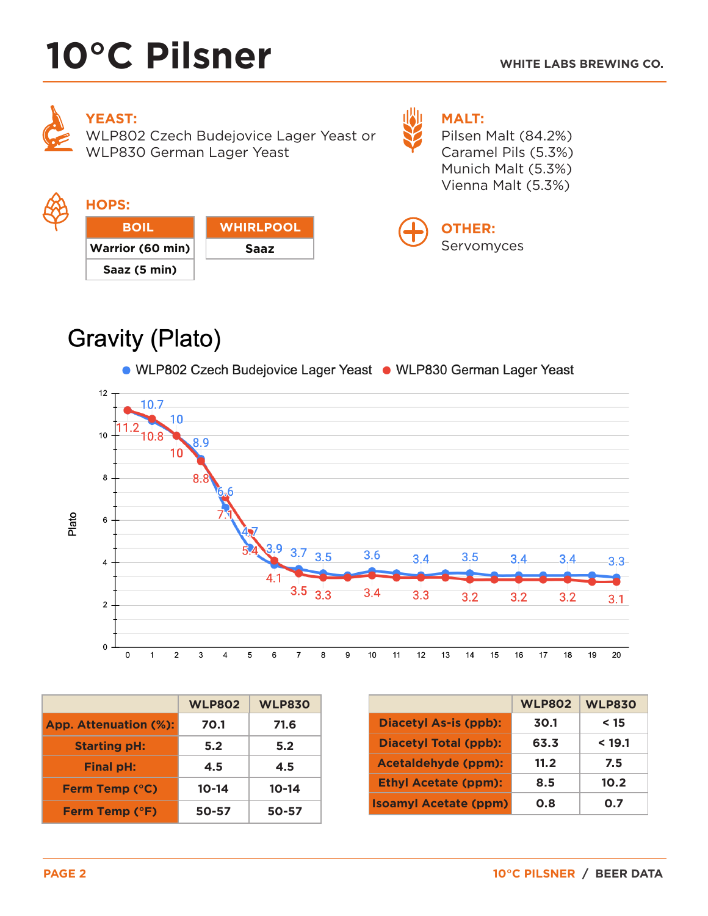# 10°C Pilsner

WHITE LABS BREWING CO.

**YEAST:**
WLP802 Czech Budejovice Lager Yeast or
WLP830 German Lager Yeast

**MALT:**
Pilsen Malt (84.2%)
Caramel Pils (5.3%)
Munich Malt (5.3%)
Vienna Malt (5.3%)

**HOPS:**

| BOIL | WHIRLPOOL |
|---|---|
| Warrior (60 min) | Saaz |
| Saaz (5 min) | |

**OTHER:**
Servomyces

## Gravity (Plato)

WLP802 Czech Budejovice Lager Yeast
WLP830 German Lager Yeast

Plato

0
2
4
6
8
10
12

0 1 2 3 4 5 6 7 8 9 10 11 12 13 14 15 16 17 18 19 20

WLP802: 10.7, 10, 8.9, 6.6, 4.7, 3.9, 3.7, 3.5, 3.6, 3.4, 3.5, 3.4, 3.4, 3.3

WLP830: 11.2, 10.8, 10, 8.8, 7.1, 5.4, 4.1, 3.5, 3.3, 3.4, 3.3, 3.2, 3.2, 3.2, 3.1

| | WLP802 | WLP830 |
|---|---|---|
| **App. Attenuation (%):** | 70.1 | 71.6 |
| **Starting pH:** | 5.2 | 5.2 |
| **Final pH:** | 4.5 | 4.5 |
| **Ferm Temp (°C)** | 10-14 | 10-14 |
| **Ferm Temp (°F)** | 50-57 | 50-57 |

| | WLP802 | WLP830 |
|---|---|---|
| **Diacetyl As-is (ppb):** | 30.1 | < 15 |
| **Diacetyl Total (ppb):** | 63.3 | < 19.1 |
| **Acetaldehyde (ppm):** | 11.2 | 7.5 |
| **Ethyl Acetate (ppm):** | 8.5 | 10.2 |
| **Isoamyl Acetate (ppm)** | 0.8 | 0.7 |